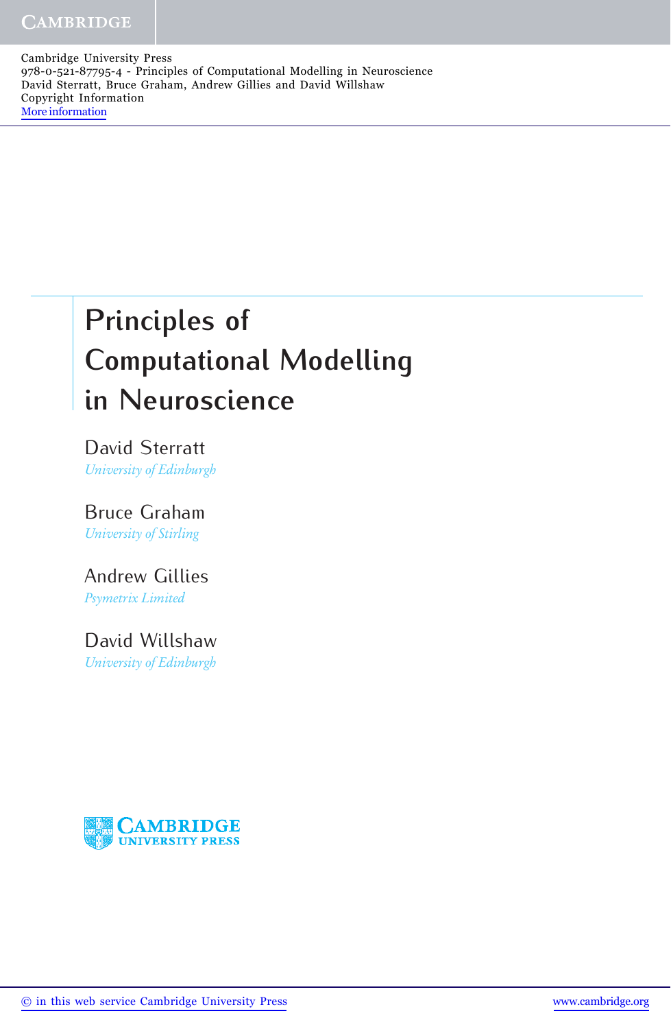Cambridge University Press
978-0-521-87795-4 - Principles of Computational Modelling in Neuroscience
David Sterratt, Bruce Graham, Andrew Gillies and David Willshaw
Copyright Information
More information

# Principles of Computational Modelling in Neuroscience

David Sterratt
*University of Edinburgh*

Bruce Graham
*University of Stirling*

Andrew Gillies
*Psymetrix Limited*

David Willshaw
*University of Edinburgh*

CAMBRIDGE UNIVERSITY PRESS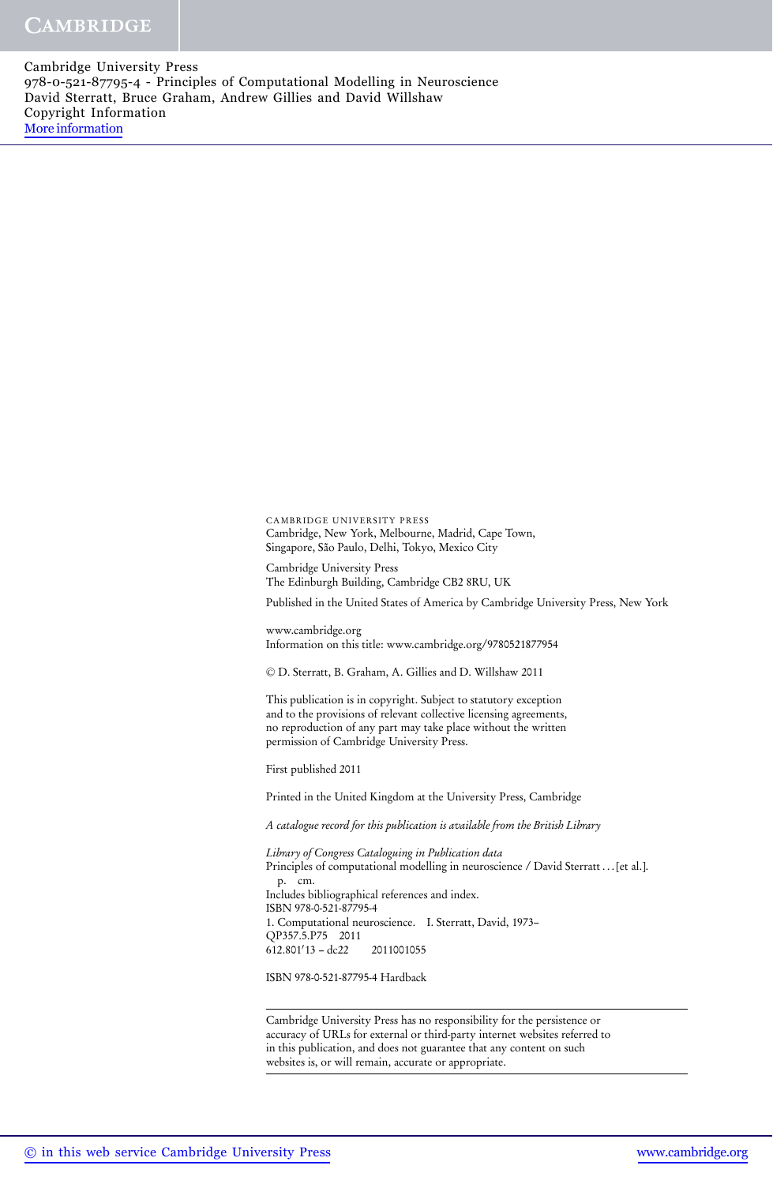CAMBRIDGE UNIVERSITY PRESS
Cambridge, New York, Melbourne, Madrid, Cape Town,
Singapore, São Paulo, Delhi, Tokyo, Mexico City

Cambridge University Press
The Edinburgh Building, Cambridge CB2 8RU, UK

Published in the United States of America by Cambridge University Press, New York

www.cambridge.org
Information on this title: www.cambridge.org/9780521877954

© D. Sterratt, B. Graham, A. Gillies and D. Willshaw 2011

This publication is in copyright. Subject to statutory exception
and to the provisions of relevant collective licensing agreements,
no reproduction of any part may take place without the written
permission of Cambridge University Press.

First published 2011

Printed in the United Kingdom at the University Press, Cambridge

*A catalogue record for this publication is available from the British Library*

*Library of Congress Cataloguing in Publication data*
Principles of computational modelling in neuroscience / David Sterratt . . . [et al.].
p. cm.
Includes bibliographical references and index.
ISBN 978-0-521-87795-4
1. Computational neuroscience. I. Sterratt, David, 1973–
QP357.5.P75 2011
612.8′013 – dc22 2011001055

ISBN 978-0-521-87795-4 Hardback

---

Cambridge University Press has no responsibility for the persistence or
accuracy of URLs for external or third-party internet websites referred to
in this publication, and does not guarantee that any content on such
websites is, or will remain, accurate or appropriate.